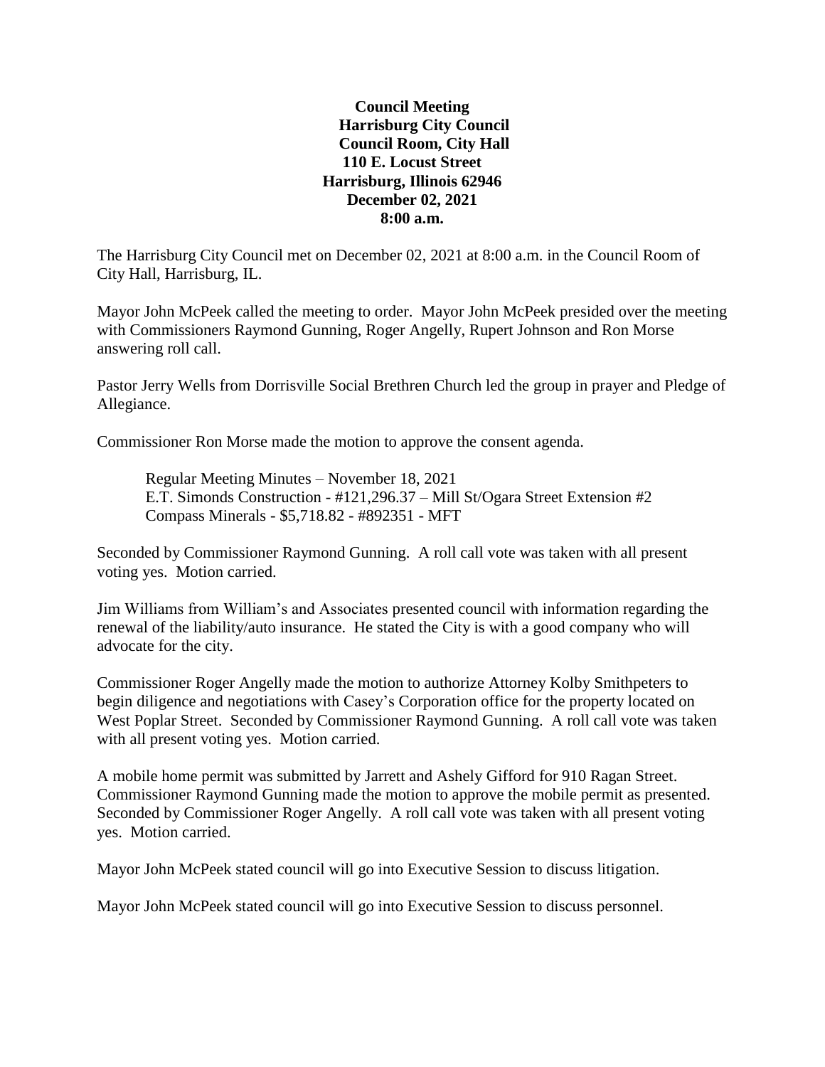**Council Meeting**
**Harrisburg City Council**
**Council Room, City Hall**
**110 E. Locust Street**
**Harrisburg, Illinois 62946**
**December 02, 2021**
**8:00 a.m.**

The Harrisburg City Council met on December 02, 2021 at 8:00 a.m. in the Council Room of City Hall, Harrisburg, IL.

Mayor John McPeek called the meeting to order. Mayor John McPeek presided over the meeting with Commissioners Raymond Gunning, Roger Angelly, Rupert Johnson and Ron Morse answering roll call.

Pastor Jerry Wells from Dorrisville Social Brethren Church led the group in prayer and Pledge of Allegiance.

Commissioner Ron Morse made the motion to approve the consent agenda.

Regular Meeting Minutes – November 18, 2021
E.T. Simonds Construction - #121,296.37 – Mill St/Ogara Street Extension #2
Compass Minerals - $5,718.82 - #892351 - MFT

Seconded by Commissioner Raymond Gunning. A roll call vote was taken with all present voting yes. Motion carried.

Jim Williams from William's and Associates presented council with information regarding the renewal of the liability/auto insurance. He stated the City is with a good company who will advocate for the city.

Commissioner Roger Angelly made the motion to authorize Attorney Kolby Smithpeters to begin diligence and negotiations with Casey's Corporation office for the property located on West Poplar Street. Seconded by Commissioner Raymond Gunning. A roll call vote was taken with all present voting yes. Motion carried.

A mobile home permit was submitted by Jarrett and Ashely Gifford for 910 Ragan Street. Commissioner Raymond Gunning made the motion to approve the mobile permit as presented. Seconded by Commissioner Roger Angelly. A roll call vote was taken with all present voting yes. Motion carried.

Mayor John McPeek stated council will go into Executive Session to discuss litigation.

Mayor John McPeek stated council will go into Executive Session to discuss personnel.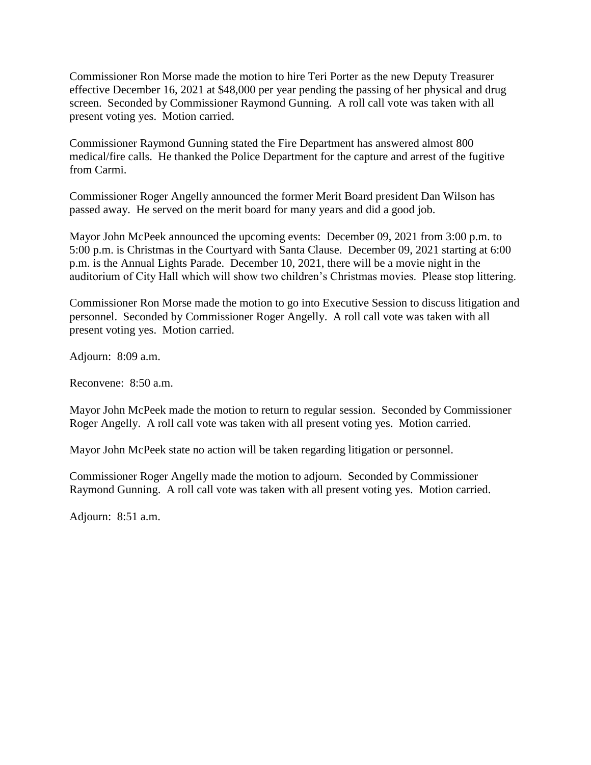Commissioner Ron Morse made the motion to hire Teri Porter as the new Deputy Treasurer effective December 16, 2021 at $48,000 per year pending the passing of her physical and drug screen. Seconded by Commissioner Raymond Gunning. A roll call vote was taken with all present voting yes. Motion carried.

Commissioner Raymond Gunning stated the Fire Department has answered almost 800 medical/fire calls. He thanked the Police Department for the capture and arrest of the fugitive from Carmi.

Commissioner Roger Angelly announced the former Merit Board president Dan Wilson has passed away. He served on the merit board for many years and did a good job.

Mayor John McPeek announced the upcoming events: December 09, 2021 from 3:00 p.m. to 5:00 p.m. is Christmas in the Courtyard with Santa Clause. December 09, 2021 starting at 6:00 p.m. is the Annual Lights Parade. December 10, 2021, there will be a movie night in the auditorium of City Hall which will show two children's Christmas movies. Please stop littering.

Commissioner Ron Morse made the motion to go into Executive Session to discuss litigation and personnel. Seconded by Commissioner Roger Angelly. A roll call vote was taken with all present voting yes. Motion carried.

Adjourn: 8:09 a.m.

Reconvene: 8:50 a.m.

Mayor John McPeek made the motion to return to regular session. Seconded by Commissioner Roger Angelly. A roll call vote was taken with all present voting yes. Motion carried.

Mayor John McPeek state no action will be taken regarding litigation or personnel.

Commissioner Roger Angelly made the motion to adjourn. Seconded by Commissioner Raymond Gunning. A roll call vote was taken with all present voting yes. Motion carried.

Adjourn: 8:51 a.m.